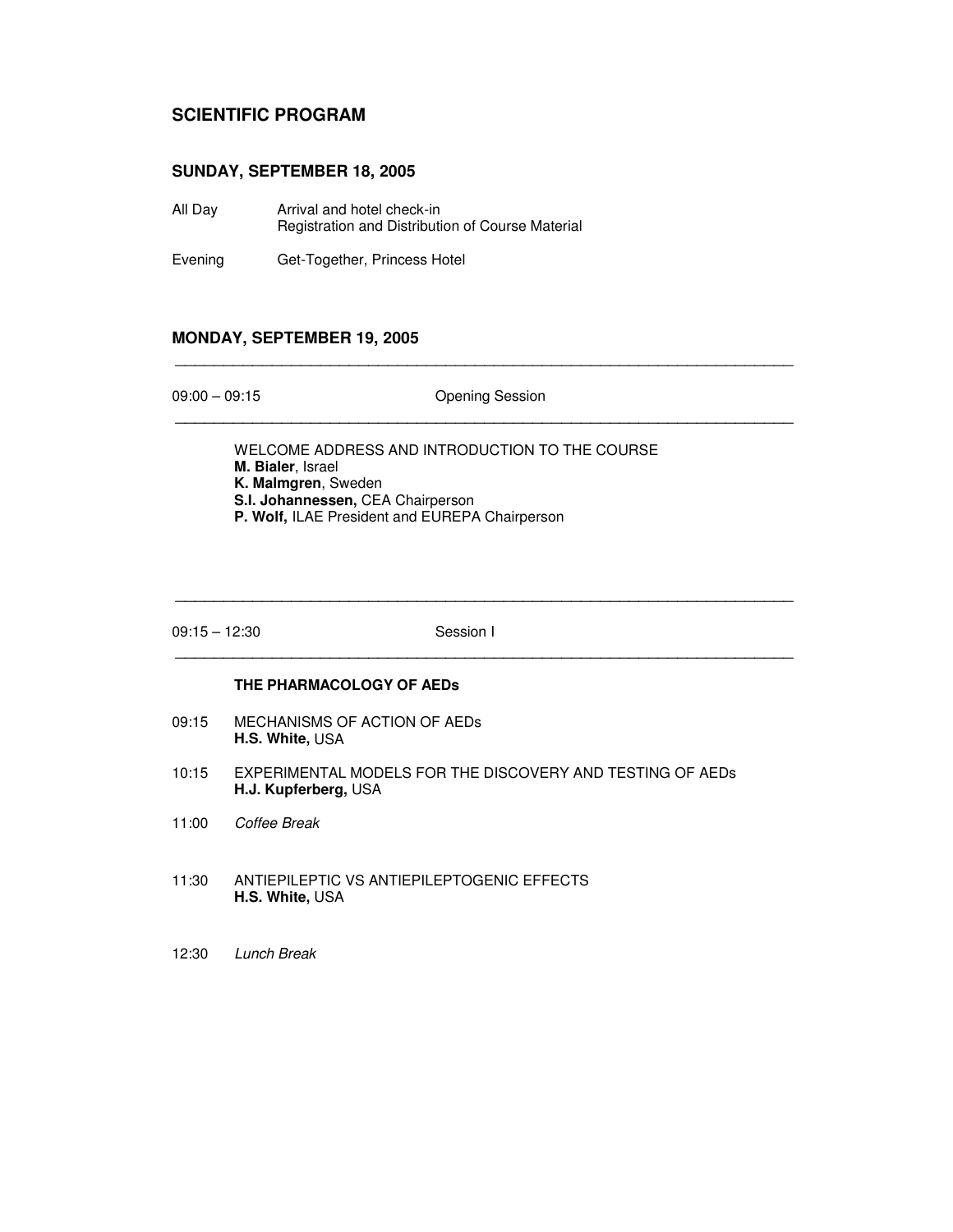# SCIENTIFIC PROGRAM

## SUNDAY, SEPTEMBER 18, 2005

All Day Arrival and hotel check-in
Registration and Distribution of Course Material

Evening Get-Together, Princess Hotel

## MONDAY, SEPTEMBER 19, 2005

---

09:00 – 09:15 Opening Session

---

WELCOME ADDRESS AND INTRODUCTION TO THE COURSE
**M. Bialer**, Israel
**K. Malmgren**, Sweden
**S.I. Johannessen,** CEA Chairperson
**P. Wolf,** ILAE President and EUREPA Chairperson

---

09:15 – 12:30 Session I

---

**THE PHARMACOLOGY OF AEDs**

09:15 MECHANISMS OF ACTION OF AEDs
**H.S. White,** USA

10:15 EXPERIMENTAL MODELS FOR THE DISCOVERY AND TESTING OF AEDs
**H.J. Kupferberg,** USA

11:00 *Coffee Break*

11:30 ANTIEPILEPTIC VS ANTIEPILEPTOGENIC EFFECTS
**H.S. White,** USA

12:30 *Lunch Break*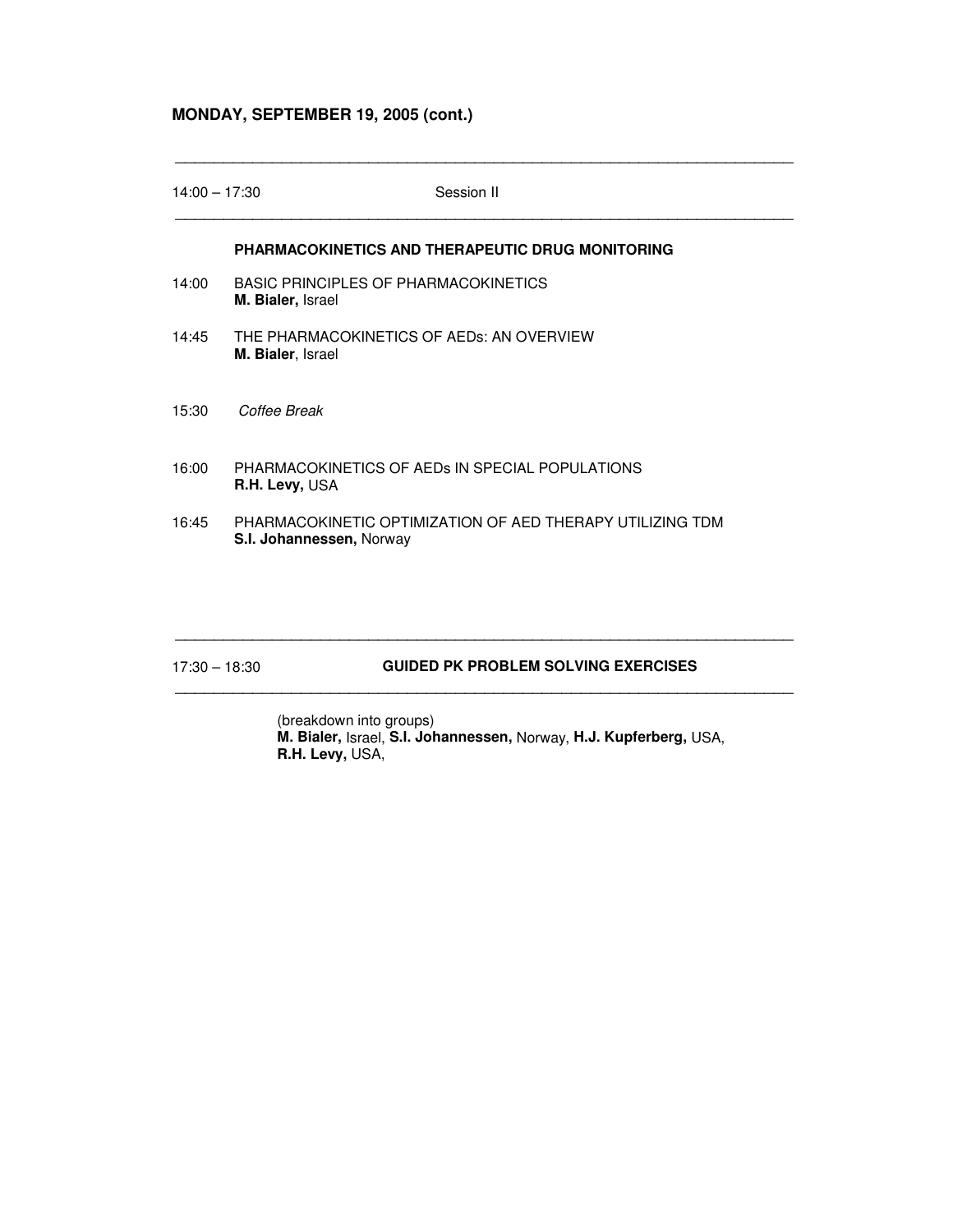**MONDAY, SEPTEMBER 19, 2005 (cont.)**

---

14:00 – 17:30 Session II

---

**PHARMACOKINETICS AND THERAPEUTIC DRUG MONITORING**

14:00 BASIC PRINCIPLES OF PHARMACOKINETICS
**M. Bialer,** Israel

14:45 THE PHARMACOKINETICS OF AEDs: AN OVERVIEW
**M. Bialer**, Israel

15:30 *Coffee Break*

16:00 PHARMACOKINETICS OF AEDs IN SPECIAL POPULATIONS
**R.H. Levy,** USA

16:45 PHARMACOKINETIC OPTIMIZATION OF AED THERAPY UTILIZING TDM
**S.I. Johannessen,** Norway

---

17:30 – 18:30 **GUIDED PK PROBLEM SOLVING EXERCISES**

---

(breakdown into groups)
**M. Bialer,** Israel, **S.I. Johannessen,** Norway, **H.J. Kupferberg,** USA, **R.H. Levy,** USA,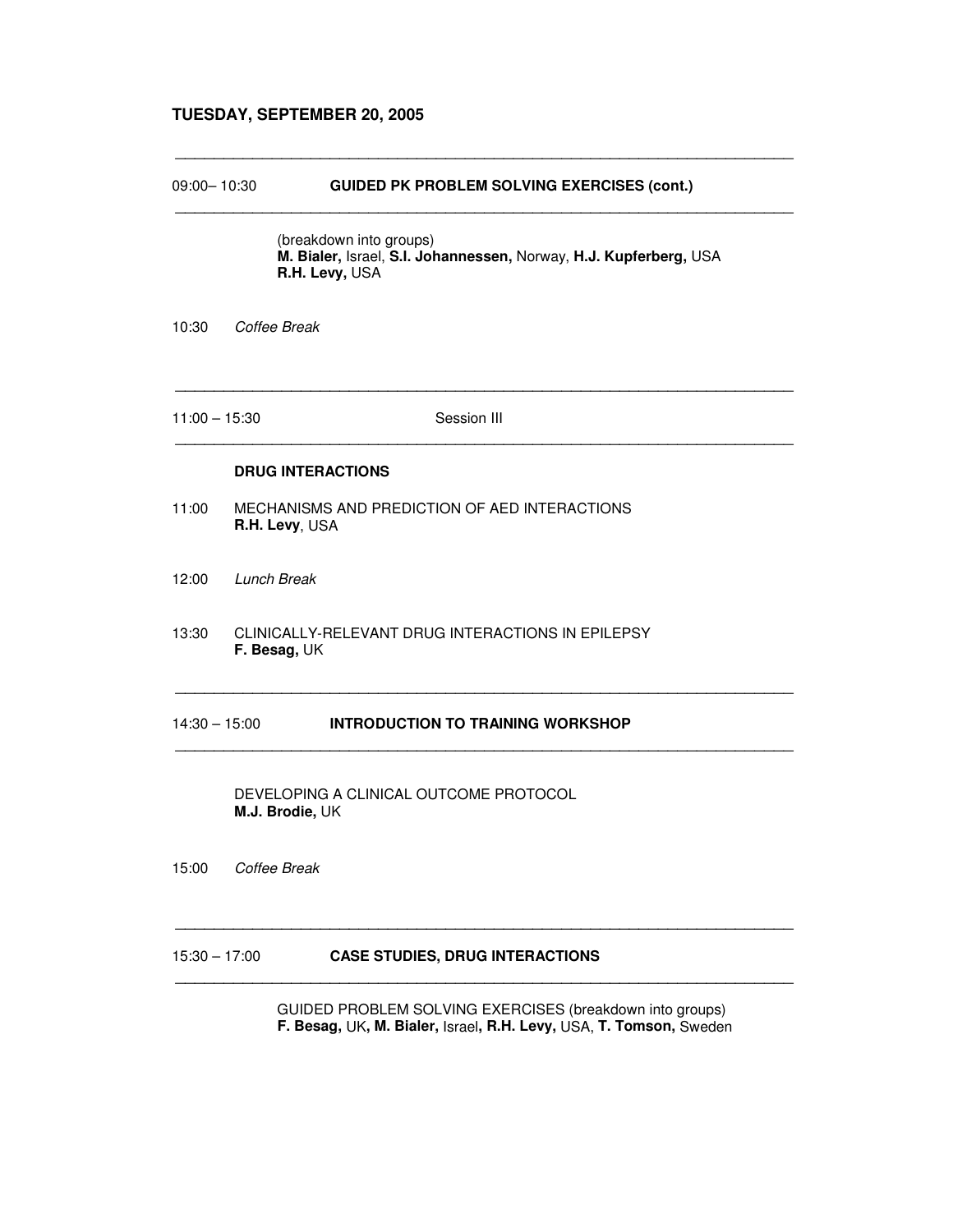## TUESDAY, SEPTEMBER 20, 2005

---

09:00– 10:30 **GUIDED PK PROBLEM SOLVING EXERCISES (cont.)**

---

(breakdown into groups)
**M. Bialer,** Israel, **S.I. Johannessen,** Norway, **H.J. Kupferberg,** USA
**R.H. Levy,** USA

10:30 *Coffee Break*

---

11:00 – 15:30 Session III

---

**DRUG INTERACTIONS**

11:00 MECHANISMS AND PREDICTION OF AED INTERACTIONS
**R.H. Levy**, USA

12:00 *Lunch Break*

13:30 CLINICALLY-RELEVANT DRUG INTERACTIONS IN EPILEPSY
**F. Besag,** UK

---

14:30 – 15:00 **INTRODUCTION TO TRAINING WORKSHOP**

---

DEVELOPING A CLINICAL OUTCOME PROTOCOL
**M.J. Brodie,** UK

15:00 *Coffee Break*

---

15:30 – 17:00 **CASE STUDIES, DRUG INTERACTIONS**

---

GUIDED PROBLEM SOLVING EXERCISES (breakdown into groups)
**F. Besag,** UK**, M. Bialer,** Israel**, R.H. Levy,** USA, **T. Tomson,** Sweden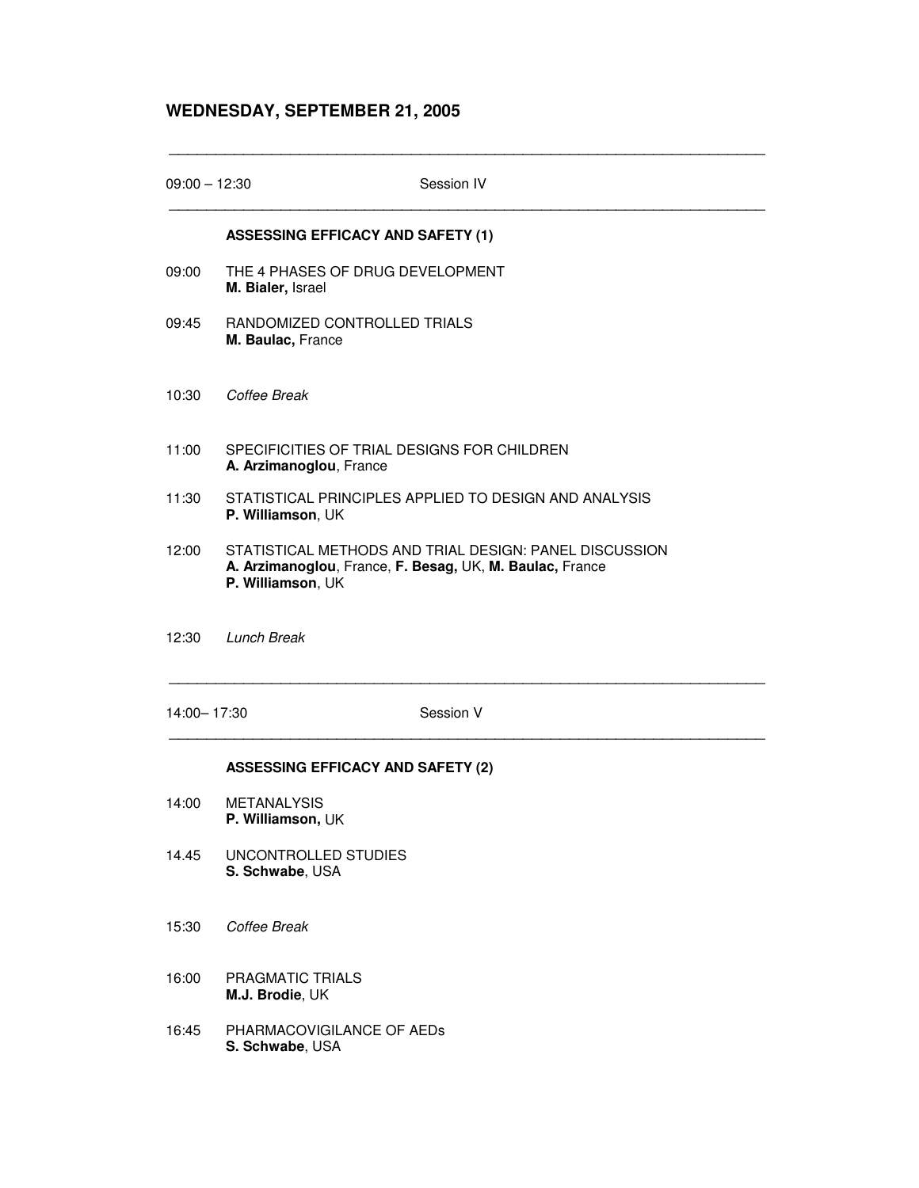## WEDNESDAY, SEPTEMBER 21, 2005

---

09:00 – 12:30 Session IV

---

**ASSESSING EFFICACY AND SAFETY (1)**

09:00 THE 4 PHASES OF DRUG DEVELOPMENT
**M. Bialer,** Israel

09:45 RANDOMIZED CONTROLLED TRIALS
**M. Baulac,** France

10:30 *Coffee Break*

11:00 SPECIFICITIES OF TRIAL DESIGNS FOR CHILDREN
**A. Arzimanoglou**, France

11:30 STATISTICAL PRINCIPLES APPLIED TO DESIGN AND ANALYSIS
**P. Williamson**, UK

12:00 STATISTICAL METHODS AND TRIAL DESIGN: PANEL DISCUSSION
**A. Arzimanoglou**, France, **F. Besag,** UK, **M. Baulac,** France
**P. Williamson**, UK

12:30 *Lunch Break*

---

14:00– 17:30 Session V

---

**ASSESSING EFFICACY AND SAFETY (2)**

14:00 METANALYSIS
**P. Williamson,** UK

14.45 UNCONTROLLED STUDIES
**S. Schwabe**, USA

15:30 *Coffee Break*

16:00 PRAGMATIC TRIALS
**M.J. Brodie**, UK

16:45 PHARMACOVIGILANCE OF AEDs
**S. Schwabe**, USA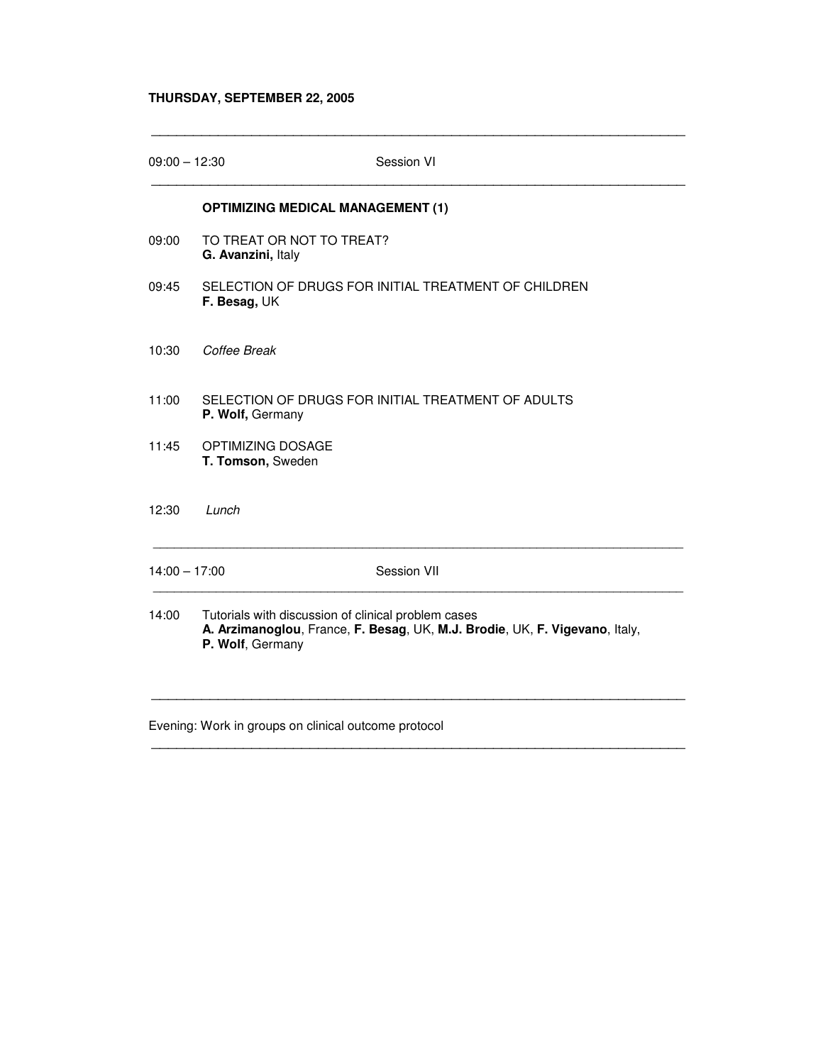**THURSDAY, SEPTEMBER 22, 2005**

---

09:00 – 12:30 Session VI

---

**OPTIMIZING MEDICAL MANAGEMENT (1)**

09:00 TO TREAT OR NOT TO TREAT?
**G. Avanzini,** Italy

09:45 SELECTION OF DRUGS FOR INITIAL TREATMENT OF CHILDREN
**F. Besag,** UK

10:30 *Coffee Break*

11:00 SELECTION OF DRUGS FOR INITIAL TREATMENT OF ADULTS
**P. Wolf,** Germany

11:45 OPTIMIZING DOSAGE
**T. Tomson,** Sweden

12:30 *Lunch*

---

14:00 – 17:00 Session VII

---

14:00 Tutorials with discussion of clinical problem cases
**A. Arzimanoglou**, France, **F. Besag**, UK, **M.J. Brodie**, UK, **F. Vigevano**, Italy, **P. Wolf**, Germany

---

Evening: Work in groups on clinical outcome protocol

---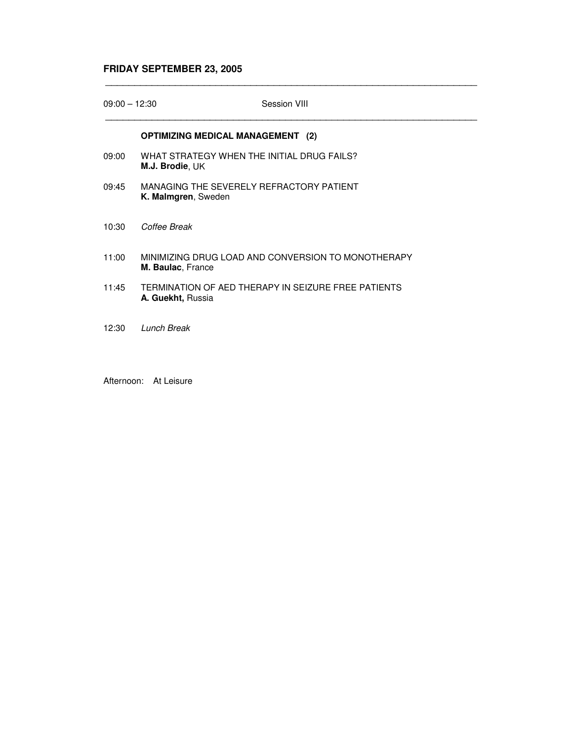## FRIDAY SEPTEMBER 23, 2005

09:00 – 12:30 Session VIII

### OPTIMIZING MEDICAL MANAGEMENT (2)

09:00 WHAT STRATEGY WHEN THE INITIAL DRUG FAILS?
**M.J. Brodie**, UK

09:45 MANAGING THE SEVERELY REFRACTORY PATIENT
**K. Malmgren**, Sweden

10:30 *Coffee Break*

11:00 MINIMIZING DRUG LOAD AND CONVERSION TO MONOTHERAPY
**M. Baulac**, France

11:45 TERMINATION OF AED THERAPY IN SEIZURE FREE PATIENTS
**A. Guekht,** Russia

12:30 *Lunch Break*

Afternoon: At Leisure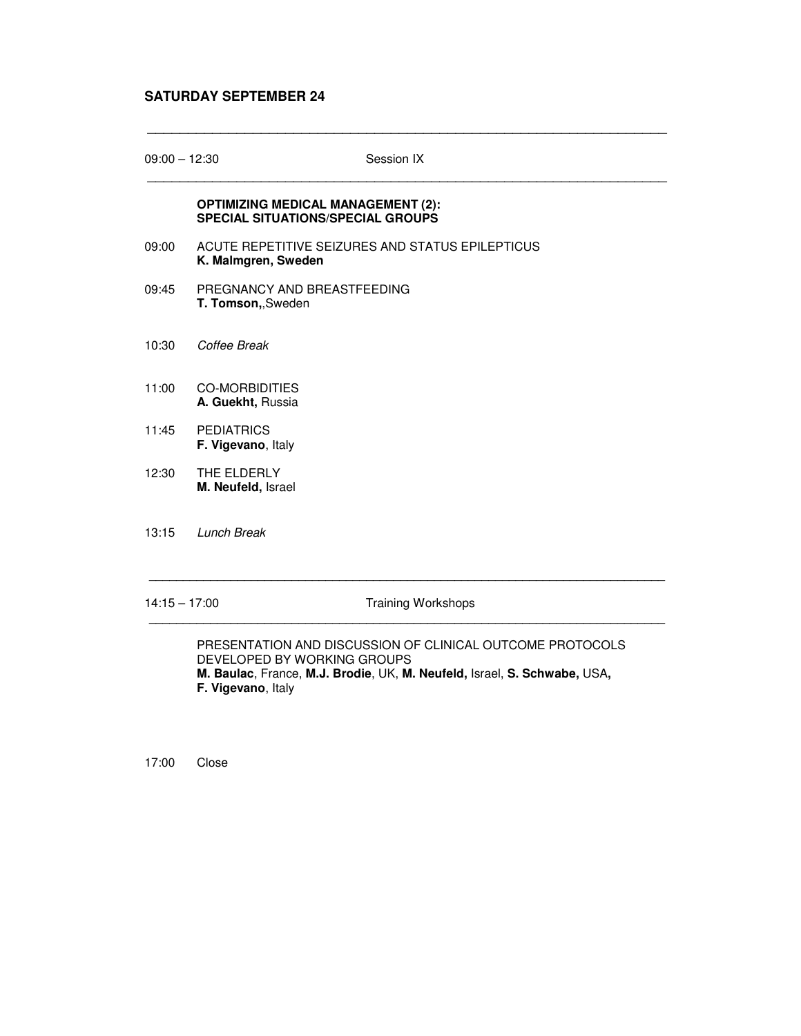## SATURDAY SEPTEMBER 24

---

09:00 – 12:30 Session IX

---

**OPTIMIZING MEDICAL MANAGEMENT (2):**
**SPECIAL SITUATIONS/SPECIAL GROUPS**

09:00 ACUTE REPETITIVE SEIZURES AND STATUS EPILEPTICUS
**K. Malmgren, Sweden**

09:45 PREGNANCY AND BREASTFEEDING
**T. Tomson,**,Sweden

10:30 *Coffee Break*

11:00 CO-MORBIDITIES
**A. Guekht,** Russia

11:45 PEDIATRICS
**F. Vigevano**, Italy

12:30 THE ELDERLY
**M. Neufeld,** Israel

13:15 *Lunch Break*

---

14:15 – 17:00 Training Workshops

---

PRESENTATION AND DISCUSSION OF CLINICAL OUTCOME PROTOCOLS DEVELOPED BY WORKING GROUPS
**M. Baulac**, France, **M.J. Brodie**, UK, **M. Neufeld,** Israel, **S. Schwabe,** USA**,** **F. Vigevano**, Italy

17:00 Close